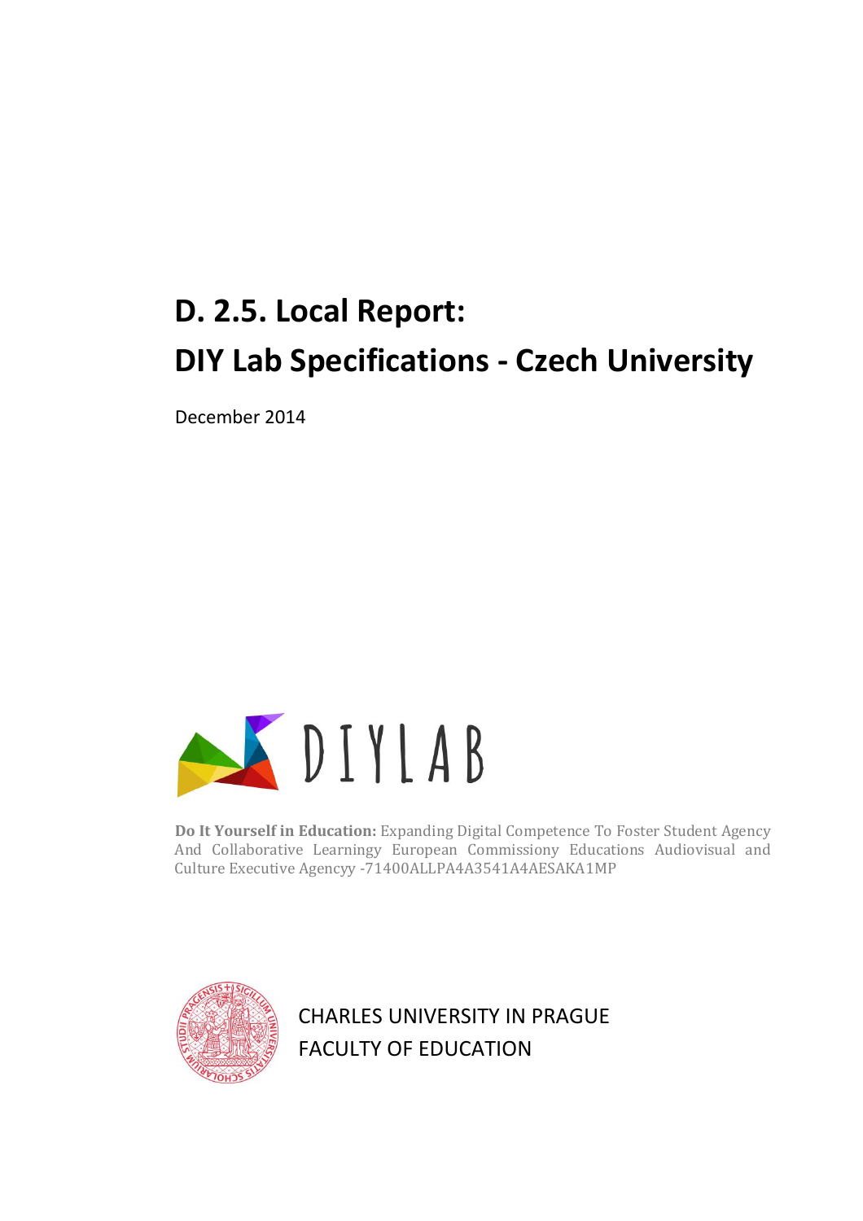# D. 2.5. Local Report:
# DIY Lab Specifications - Czech University

December 2014

DIYLAB

**Do It Yourself in Education:** Expanding Digital Competence To Foster Student Agency And Collaborative Learning European Commissiony Educations Audiovisual and Culture Executive Agencyy -71400ALLPA4A3541A4AESAKA1MP

CHARLES UNIVERSITY IN PRAGUE
FACULTY OF EDUCATION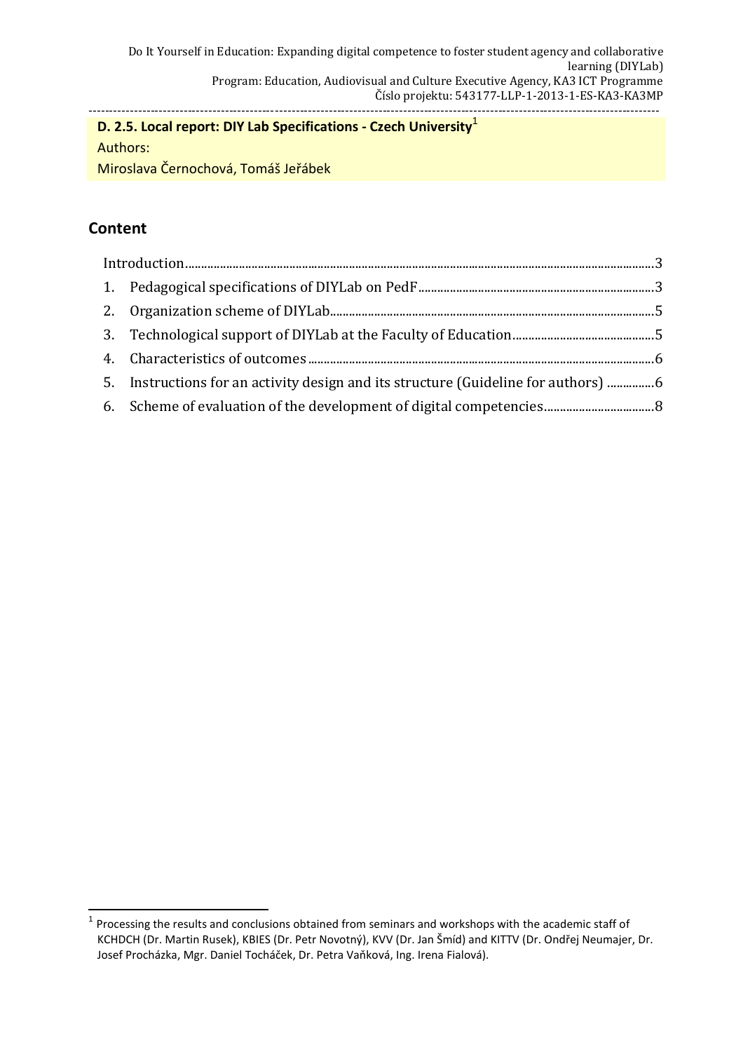Do It Yourself in Education: Expanding digital competence to foster student agency and collaborative learning (DIYLab)
Program: Education, Audiovisual and Culture Executive Agency, KA3 ICT Programme
Číslo projektu: 543177-LLP-1-2013-1-ES-KA3-KA3MP

---

**D. 2.5. Local report: DIY Lab Specifications - Czech University**[1]

Authors:

Miroslava Černochová, Tomáš Jeřábek

## Content

- Introduction ... 3
1. Pedagogical specifications of DIYLab on PedF ... 3
2. Organization scheme of DIYLab ... 5
3. Technological support of DIYLab at the Faculty of Education ... 5
4. Characteristics of outcomes ... 6
5. Instructions for an activity design and its structure (Guideline for authors) ... 6
6. Scheme of evaluation of the development of digital competencies ... 8

---

[1] Processing the results and conclusions obtained from seminars and workshops with the academic staff of KCHDCH (Dr. Martin Rusek), KBIES (Dr. Petr Novotný), KVV (Dr. Jan Šmíd) and KITTV (Dr. Ondřej Neumajer, Dr. Josef Procházka, Mgr. Daniel Tocháček, Dr. Petra Vaňková, Ing. Irena Fialová).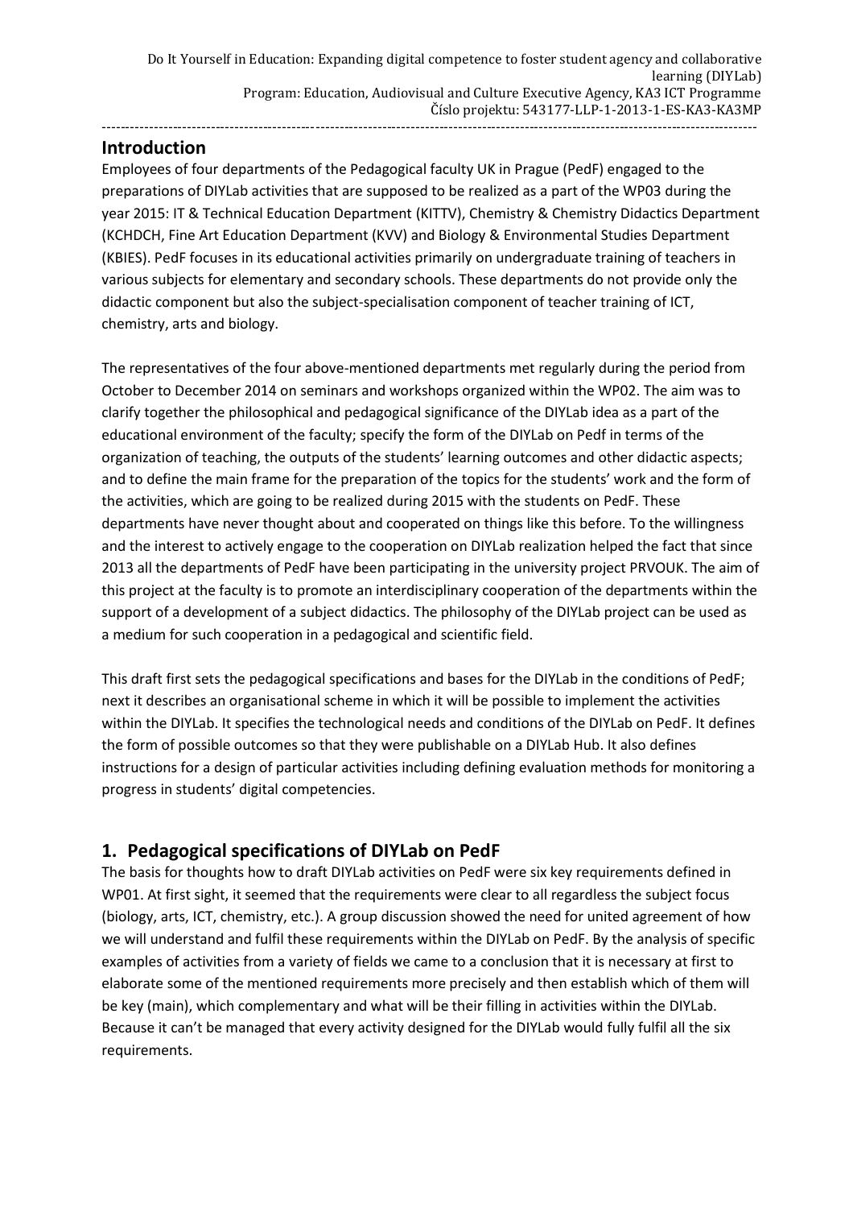## Introduction

Employees of four departments of the Pedagogical faculty UK in Prague (PedF) engaged to the preparations of DIYLab activities that are supposed to be realized as a part of the WP03 during the year 2015: IT & Technical Education Department (KITTV), Chemistry & Chemistry Didactics Department (KCHDCH, Fine Art Education Department (KVV) and Biology & Environmental Studies Department (KBIES). PedF focuses in its educational activities primarily on undergraduate training of teachers in various subjects for elementary and secondary schools. These departments do not provide only the didactic component but also the subject-specialisation component of teacher training of ICT, chemistry, arts and biology.

The representatives of the four above-mentioned departments met regularly during the period from October to December 2014 on seminars and workshops organized within the WP02. The aim was to clarify together the philosophical and pedagogical significance of the DIYLab idea as a part of the educational environment of the faculty; specify the form of the DIYLab on Pedf in terms of the organization of teaching, the outputs of the students' learning outcomes and other didactic aspects; and to define the main frame for the preparation of the topics for the students' work and the form of the activities, which are going to be realized during 2015 with the students on PedF. These departments have never thought about and cooperated on things like this before. To the willingness and the interest to actively engage to the cooperation on DIYLab realization helped the fact that since 2013 all the departments of PedF have been participating in the university project PRVOUK. The aim of this project at the faculty is to promote an interdisciplinary cooperation of the departments within the support of a development of a subject didactics. The philosophy of the DIYLab project can be used as a medium for such cooperation in a pedagogical and scientific field.

This draft first sets the pedagogical specifications and bases for the DIYLab in the conditions of PedF; next it describes an organisational scheme in which it will be possible to implement the activities within the DIYLab. It specifies the technological needs and conditions of the DIYLab on PedF. It defines the form of possible outcomes so that they were publishable on a DIYLab Hub. It also defines instructions for a design of particular activities including defining evaluation methods for monitoring a progress in students' digital competencies.

## 1. Pedagogical specifications of DIYLab on PedF

The basis for thoughts how to draft DIYLab activities on PedF were six key requirements defined in WP01. At first sight, it seemed that the requirements were clear to all regardless the subject focus (biology, arts, ICT, chemistry, etc.). A group discussion showed the need for united agreement of how we will understand and fulfil these requirements within the DIYLab on PedF. By the analysis of specific examples of activities from a variety of fields we came to a conclusion that it is necessary at first to elaborate some of the mentioned requirements more precisely and then establish which of them will be key (main), which complementary and what will be their filling in activities within the DIYLab. Because it can't be managed that every activity designed for the DIYLab would fully fulfil all the six requirements.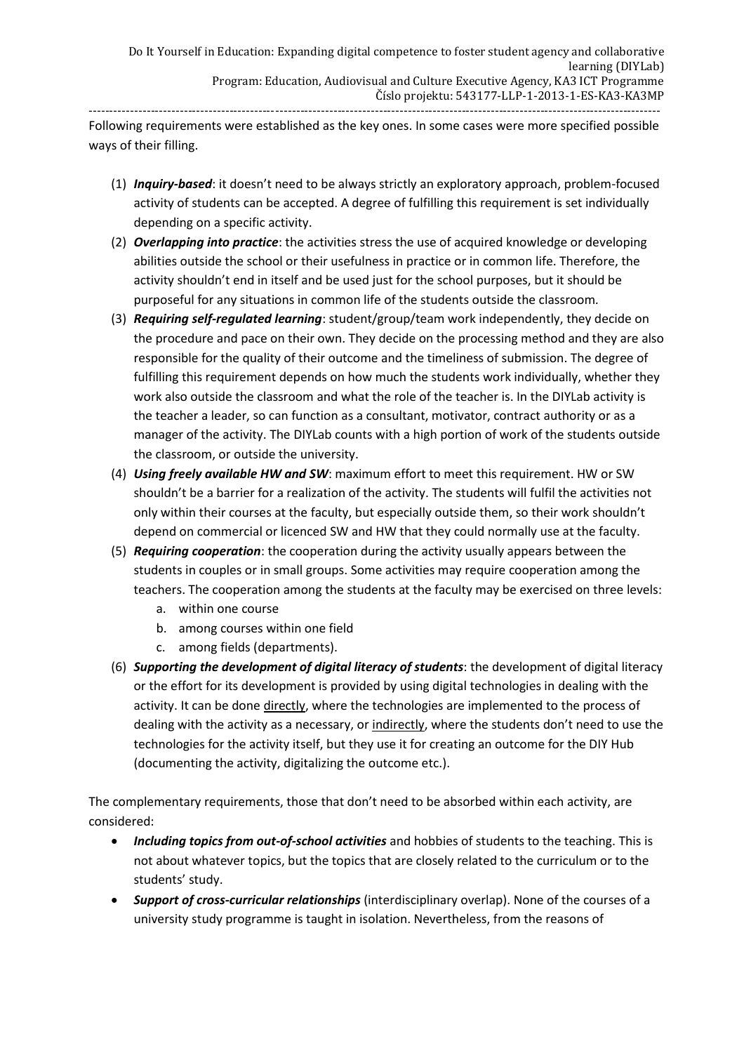Following requirements were established as the key ones. In some cases were more specified possible ways of their filling.

(1) ***Inquiry-based***: it doesn't need to be always strictly an exploratory approach, problem-focused activity of students can be accepted. A degree of fulfilling this requirement is set individually depending on a specific activity.

(2) ***Overlapping into practice***: the activities stress the use of acquired knowledge or developing abilities outside the school or their usefulness in practice or in common life. Therefore, the activity shouldn't end in itself and be used just for the school purposes, but it should be purposeful for any situations in common life of the students outside the classroom.

(3) ***Requiring self-regulated learning***: student/group/team work independently, they decide on the procedure and pace on their own. They decide on the processing method and they are also responsible for the quality of their outcome and the timeliness of submission. The degree of fulfilling this requirement depends on how much the students work individually, whether they work also outside the classroom and what the role of the teacher is. In the DIYLab activity is the teacher a leader, so can function as a consultant, motivator, contract authority or as a manager of the activity. The DIYLab counts with a high portion of work of the students outside the classroom, or outside the university.

(4) ***Using freely available HW and SW***: maximum effort to meet this requirement. HW or SW shouldn't be a barrier for a realization of the activity. The students will fulfil the activities not only within their courses at the faculty, but especially outside them, so their work shouldn't depend on commercial or licenced SW and HW that they could normally use at the faculty.

(5) ***Requiring cooperation***: the cooperation during the activity usually appears between the students in couples or in small groups. Some activities may require cooperation among the teachers. The cooperation among the students at the faculty may be exercised on three levels:
   a. within one course
   b. among courses within one field
   c. among fields (departments).

(6) ***Supporting the development of digital literacy of students***: the development of digital literacy or the effort for its development is provided by using digital technologies in dealing with the activity. It can be done <u>directly</u>, where the technologies are implemented to the process of dealing with the activity as a necessary, or <u>indirectly</u>, where the students don't need to use the technologies for the activity itself, but they use it for creating an outcome for the DIY Hub (documenting the activity, digitalizing the outcome etc.).

The complementary requirements, those that don't need to be absorbed within each activity, are considered:

- ***Including topics from out-of-school activities*** and hobbies of students to the teaching. This is not about whatever topics, but the topics that are closely related to the curriculum or to the students' study.
- ***Support of cross-curricular relationships*** (interdisciplinary overlap). None of the courses of a university study programme is taught in isolation. Nevertheless, from the reasons of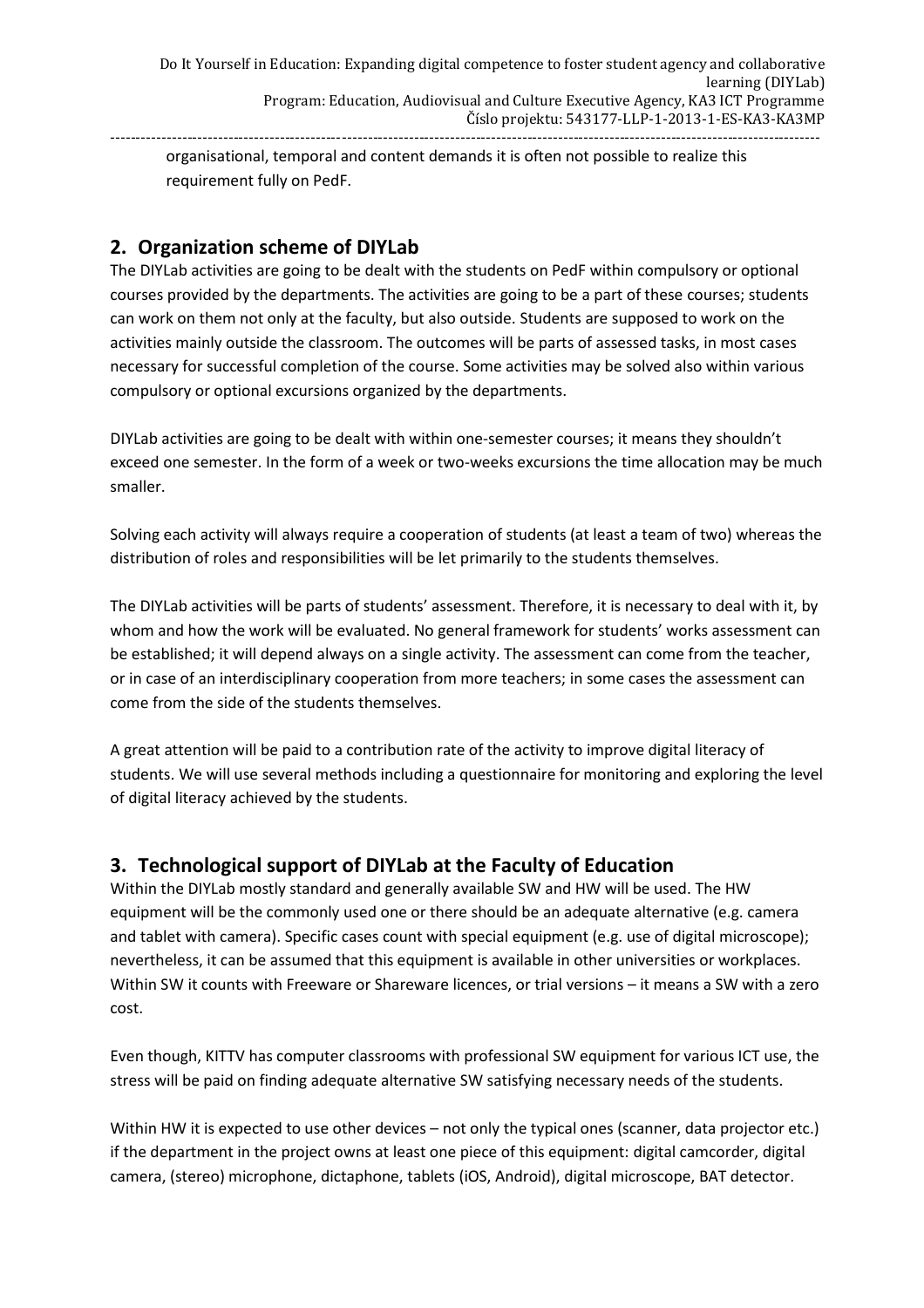organisational, temporal and content demands it is often not possible to realize this requirement fully on PedF.

## 2. Organization scheme of DIYLab

The DIYLab activities are going to be dealt with the students on PedF within compulsory or optional courses provided by the departments. The activities are going to be a part of these courses; students can work on them not only at the faculty, but also outside. Students are supposed to work on the activities mainly outside the classroom. The outcomes will be parts of assessed tasks, in most cases necessary for successful completion of the course. Some activities may be solved also within various compulsory or optional excursions organized by the departments.

DIYLab activities are going to be dealt with within one-semester courses; it means they shouldn't exceed one semester. In the form of a week or two-weeks excursions the time allocation may be much smaller.

Solving each activity will always require a cooperation of students (at least a team of two) whereas the distribution of roles and responsibilities will be let primarily to the students themselves.

The DIYLab activities will be parts of students' assessment. Therefore, it is necessary to deal with it, by whom and how the work will be evaluated. No general framework for students' works assessment can be established; it will depend always on a single activity. The assessment can come from the teacher, or in case of an interdisciplinary cooperation from more teachers; in some cases the assessment can come from the side of the students themselves.

A great attention will be paid to a contribution rate of the activity to improve digital literacy of students. We will use several methods including a questionnaire for monitoring and exploring the level of digital literacy achieved by the students.

## 3. Technological support of DIYLab at the Faculty of Education

Within the DIYLab mostly standard and generally available SW and HW will be used. The HW equipment will be the commonly used one or there should be an adequate alternative (e.g. camera and tablet with camera). Specific cases count with special equipment (e.g. use of digital microscope); nevertheless, it can be assumed that this equipment is available in other universities or workplaces. Within SW it counts with Freeware or Shareware licences, or trial versions – it means a SW with a zero cost.

Even though, KITTV has computer classrooms with professional SW equipment for various ICT use, the stress will be paid on finding adequate alternative SW satisfying necessary needs of the students.

Within HW it is expected to use other devices – not only the typical ones (scanner, data projector etc.) if the department in the project owns at least one piece of this equipment: digital camcorder, digital camera, (stereo) microphone, dictaphone, tablets (iOS, Android), digital microscope, BAT detector.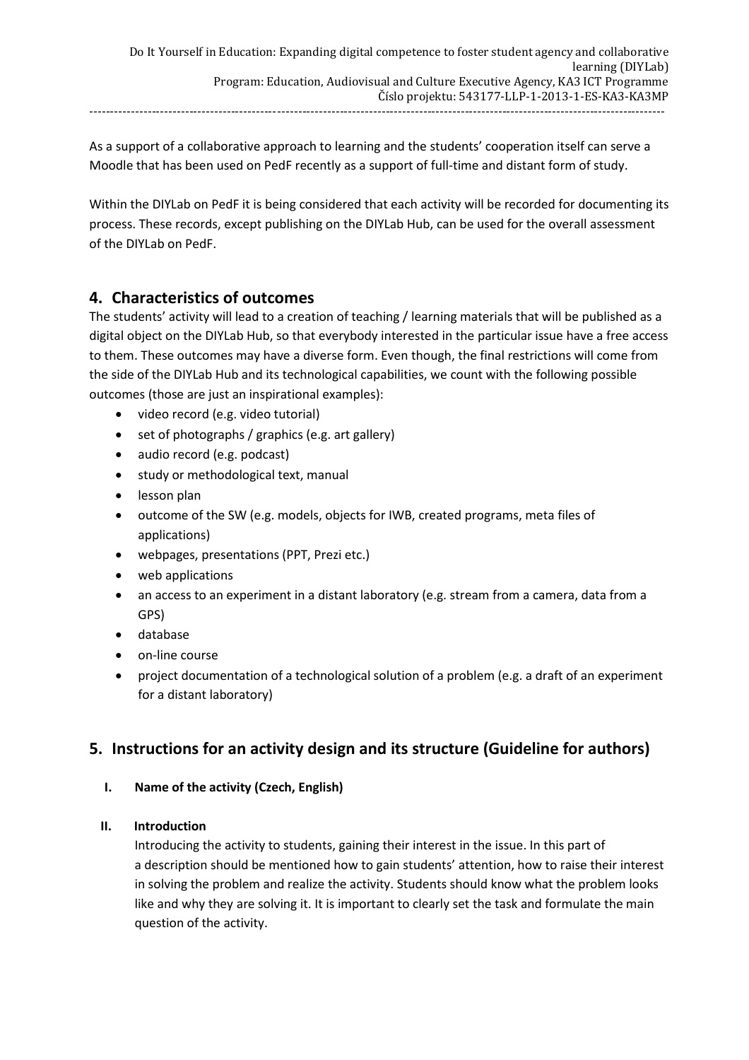As a support of a collaborative approach to learning and the students' cooperation itself can serve a Moodle that has been used on PedF recently as a support of full-time and distant form of study.

Within the DIYLab on PedF it is being considered that each activity will be recorded for documenting its process. These records, except publishing on the DIYLab Hub, can be used for the overall assessment of the DIYLab on PedF.

## 4. Characteristics of outcomes

The students' activity will lead to a creation of teaching / learning materials that will be published as a digital object on the DIYLab Hub, so that everybody interested in the particular issue have a free access to them. These outcomes may have a diverse form. Even though, the final restrictions will come from the side of the DIYLab Hub and its technological capabilities, we count with the following possible outcomes (those are just an inspirational examples):

- video record (e.g. video tutorial)
- set of photographs / graphics (e.g. art gallery)
- audio record (e.g. podcast)
- study or methodological text, manual
- lesson plan
- outcome of the SW (e.g. models, objects for IWB, created programs, meta files of applications)
- webpages, presentations (PPT, Prezi etc.)
- web applications
- an access to an experiment in a distant laboratory (e.g. stream from a camera, data from a GPS)
- database
- on-line course
- project documentation of a technological solution of a problem (e.g. a draft of an experiment for a distant laboratory)

## 5. Instructions for an activity design and its structure (Guideline for authors)

**I. Name of the activity (Czech, English)**

**II. Introduction**

Introducing the activity to students, gaining their interest in the issue. In this part of a description should be mentioned how to gain students' attention, how to raise their interest in solving the problem and realize the activity. Students should know what the problem looks like and why they are solving it. It is important to clearly set the task and formulate the main question of the activity.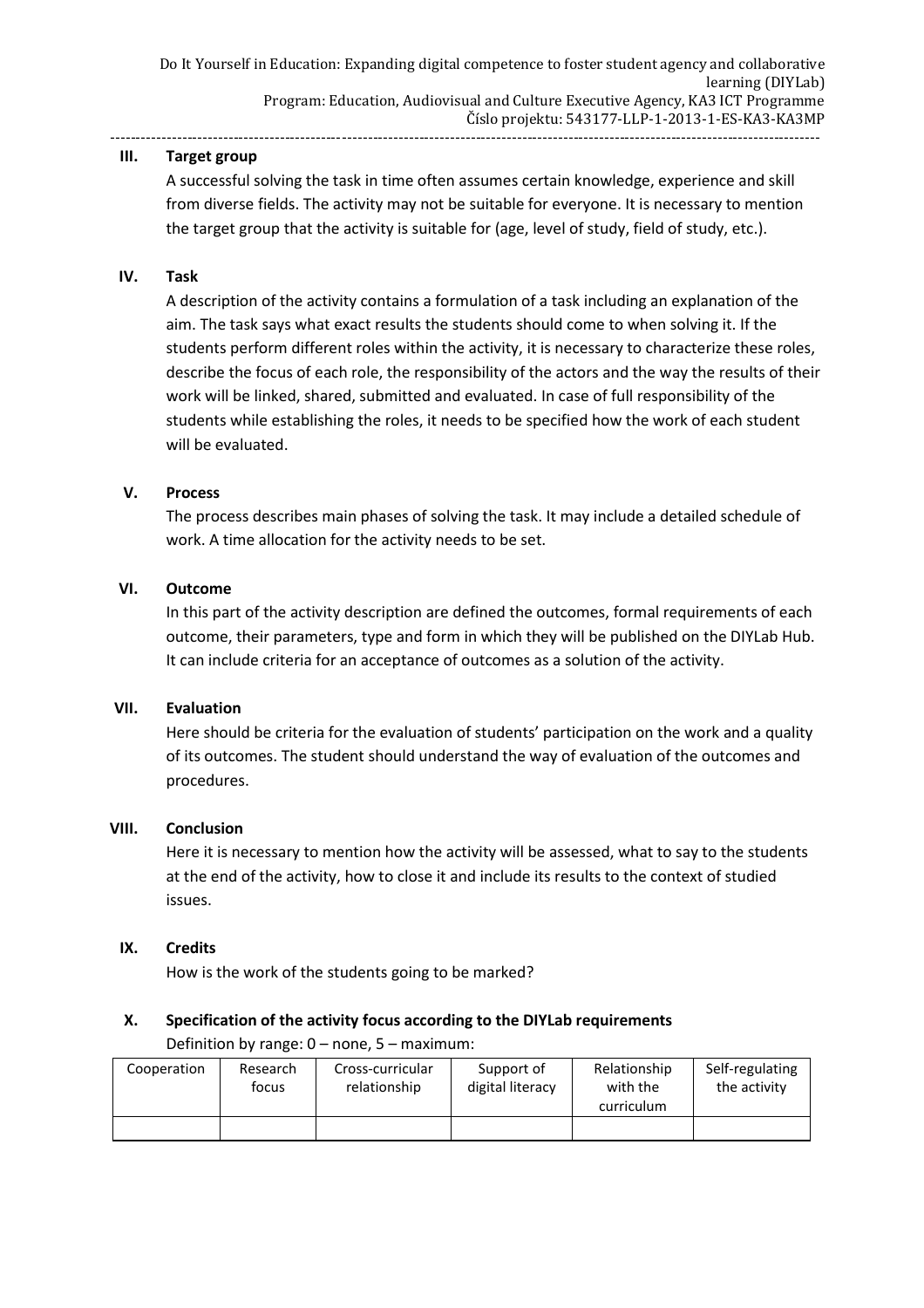## III. Target group

A successful solving the task in time often assumes certain knowledge, experience and skill from diverse fields. The activity may not be suitable for everyone. It is necessary to mention the target group that the activity is suitable for (age, level of study, field of study, etc.).

## IV. Task

A description of the activity contains a formulation of a task including an explanation of the aim. The task says what exact results the students should come to when solving it. If the students perform different roles within the activity, it is necessary to characterize these roles, describe the focus of each role, the responsibility of the actors and the way the results of their work will be linked, shared, submitted and evaluated. In case of full responsibility of the students while establishing the roles, it needs to be specified how the work of each student will be evaluated.

## V. Process

The process describes main phases of solving the task. It may include a detailed schedule of work. A time allocation for the activity needs to be set.

## VI. Outcome

In this part of the activity description are defined the outcomes, formal requirements of each outcome, their parameters, type and form in which they will be published on the DIYLab Hub. It can include criteria for an acceptance of outcomes as a solution of the activity.

## VII. Evaluation

Here should be criteria for the evaluation of students' participation on the work and a quality of its outcomes. The student should understand the way of evaluation of the outcomes and procedures.

## VIII. Conclusion

Here it is necessary to mention how the activity will be assessed, what to say to the students at the end of the activity, how to close it and include its results to the context of studied issues.

## IX. Credits

How is the work of the students going to be marked?

## X. Specification of the activity focus according to the DIYLab requirements

Definition by range: 0 – none, 5 – maximum:

| Cooperation | Research focus | Cross-curricular relationship | Support of digital literacy | Relationship with the curriculum | Self-regulating the activity |
|---|---|---|---|---|---|
| | | | | | |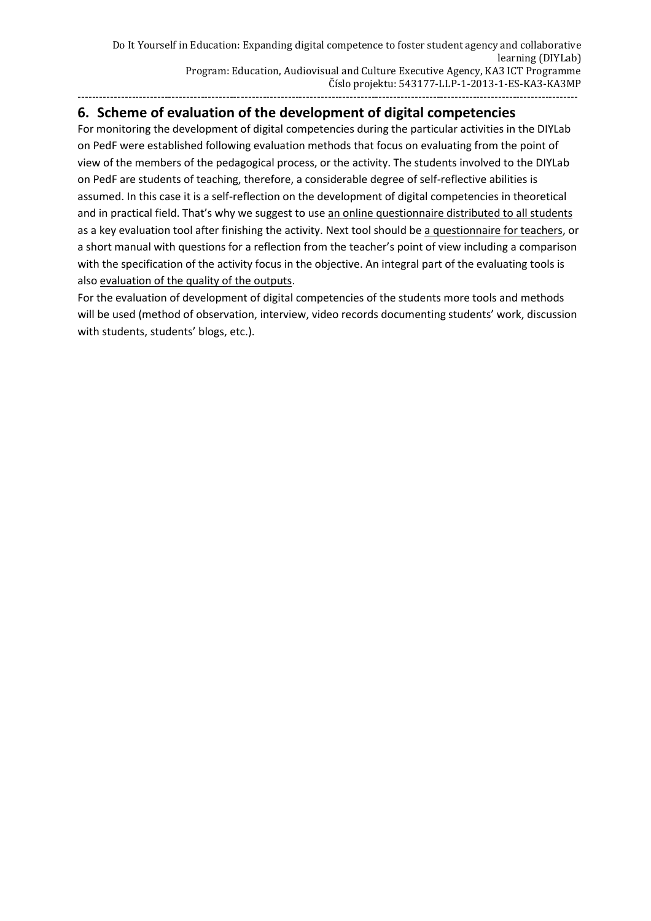## 6. Scheme of evaluation of the development of digital competencies

For monitoring the development of digital competencies during the particular activities in the DIYLab on PedF were established following evaluation methods that focus on evaluating from the point of view of the members of the pedagogical process, or the activity. The students involved to the DIYLab on PedF are students of teaching, therefore, a considerable degree of self-reflective abilities is assumed. In this case it is a self-reflection on the development of digital competencies in theoretical and in practical field. That's why we suggest to use an online questionnaire distributed to all students as a key evaluation tool after finishing the activity. Next tool should be a questionnaire for teachers, or a short manual with questions for a reflection from the teacher's point of view including a comparison with the specification of the activity focus in the objective. An integral part of the evaluating tools is also evaluation of the quality of the outputs.

For the evaluation of development of digital competencies of the students more tools and methods will be used (method of observation, interview, video records documenting students' work, discussion with students, students' blogs, etc.).